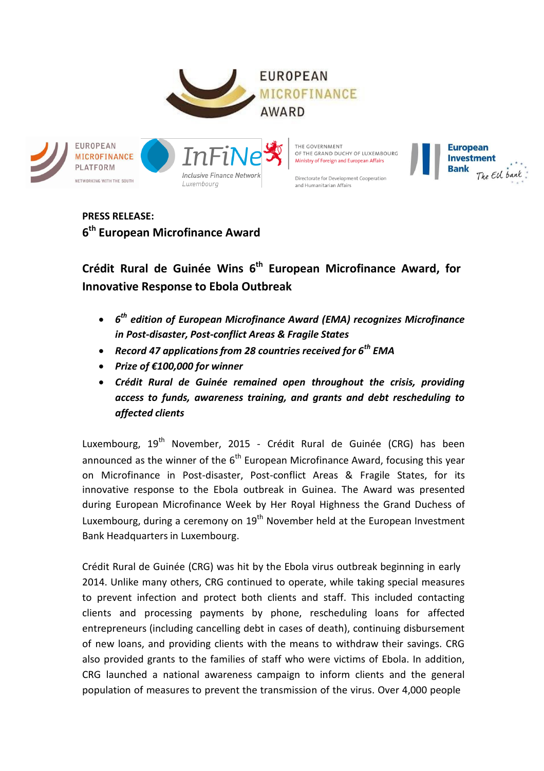**PRESS RELEASE:**

**6th European Microfinance Award**

## Crédit Rural de Guinée Wins 6th European Microfinance Award, for Innovative Response to Ebola Outbreak

- ***6th edition of European Microfinance Award (EMA) recognizes Microfinance in Post-disaster, Post-conflict Areas & Fragile States***
- ***Record 47 applications from 28 countries received for 6th EMA***
- ***Prize of €100,000 for winner***
- ***Crédit Rural de Guinée remained open throughout the crisis, providing access to funds, awareness training, and grants and debt rescheduling to affected clients***

Luxembourg, 19th November, 2015 - Crédit Rural de Guinée (CRG) has been announced as the winner of the 6th European Microfinance Award, focusing this year on Microfinance in Post-disaster, Post-conflict Areas & Fragile States, for its innovative response to the Ebola outbreak in Guinea. The Award was presented during European Microfinance Week by Her Royal Highness the Grand Duchess of Luxembourg, during a ceremony on 19th November held at the European Investment Bank Headquarters in Luxembourg.

Crédit Rural de Guinée (CRG) was hit by the Ebola virus outbreak beginning in early 2014. Unlike many others, CRG continued to operate, while taking special measures to prevent infection and protect both clients and staff. This included contacting clients and processing payments by phone, rescheduling loans for affected entrepreneurs (including cancelling debt in cases of death), continuing disbursement of new loans, and providing clients with the means to withdraw their savings. CRG also provided grants to the families of staff who were victims of Ebola. In addition, CRG launched a national awareness campaign to inform clients and the general population of measures to prevent the transmission of the virus. Over 4,000 people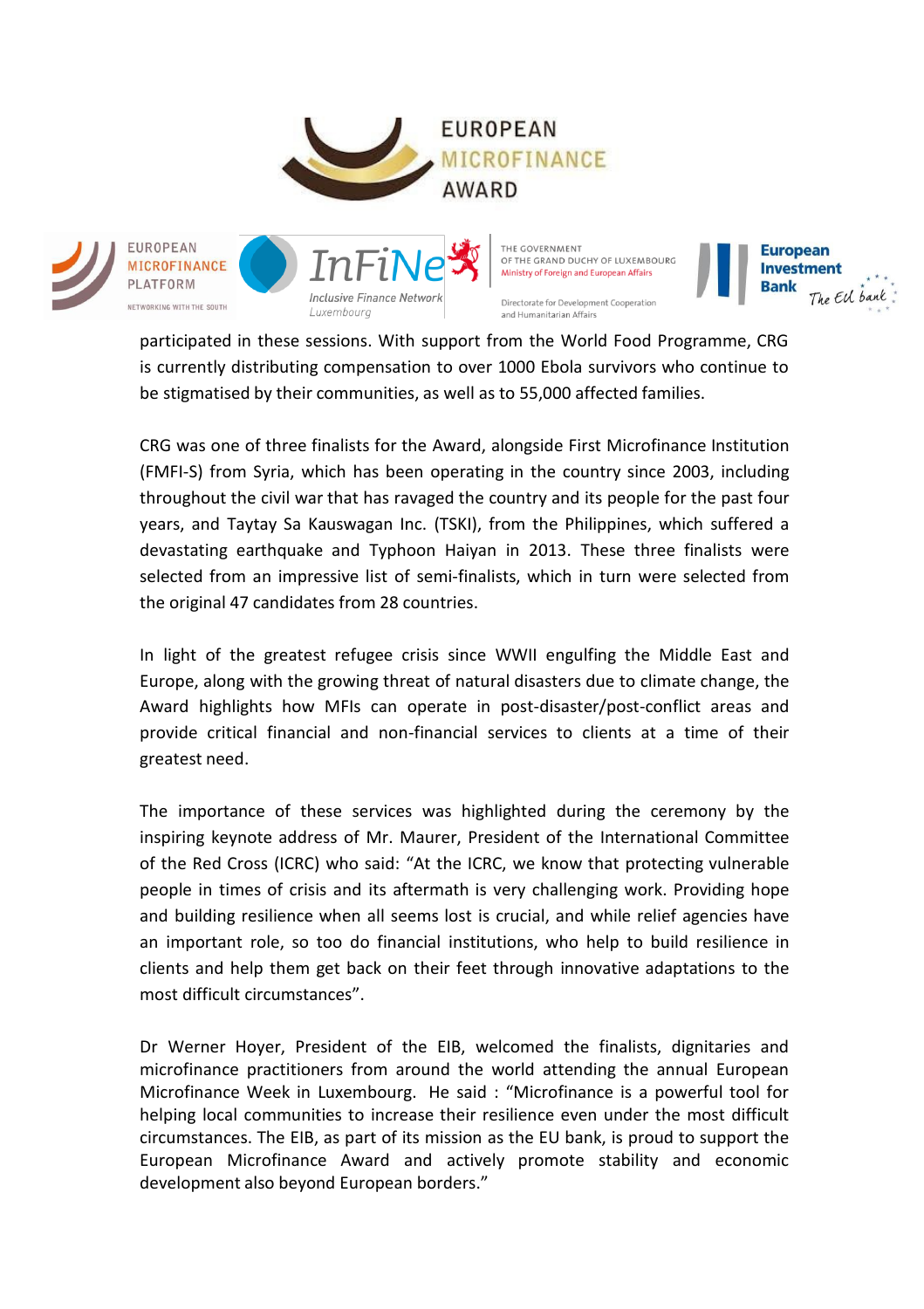participated in these sessions. With support from the World Food Programme, CRG is currently distributing compensation to over 1000 Ebola survivors who continue to be stigmatised by their communities, as well as to 55,000 affected families.

CRG was one of three finalists for the Award, alongside First Microfinance Institution (FMFI-S) from Syria, which has been operating in the country since 2003, including throughout the civil war that has ravaged the country and its people for the past four years, and Taytay Sa Kauswagan Inc. (TSKI), from the Philippines, which suffered a devastating earthquake and Typhoon Haiyan in 2013. These three finalists were selected from an impressive list of semi-finalists, which in turn were selected from the original 47 candidates from 28 countries.

In light of the greatest refugee crisis since WWII engulfing the Middle East and Europe, along with the growing threat of natural disasters due to climate change, the Award highlights how MFIs can operate in post-disaster/post-conflict areas and provide critical financial and non-financial services to clients at a time of their greatest need.

The importance of these services was highlighted during the ceremony by the inspiring keynote address of Mr. Maurer, President of the International Committee of the Red Cross (ICRC) who said: "At the ICRC, we know that protecting vulnerable people in times of crisis and its aftermath is very challenging work. Providing hope and building resilience when all seems lost is crucial, and while relief agencies have an important role, so too do financial institutions, who help to build resilience in clients and help them get back on their feet through innovative adaptations to the most difficult circumstances".

Dr Werner Hoyer, President of the EIB, welcomed the finalists, dignitaries and microfinance practitioners from around the world attending the annual European Microfinance Week in Luxembourg. He said : "Microfinance is a powerful tool for helping local communities to increase their resilience even under the most difficult circumstances. The EIB, as part of its mission as the EU bank, is proud to support the European Microfinance Award and actively promote stability and economic development also beyond European borders."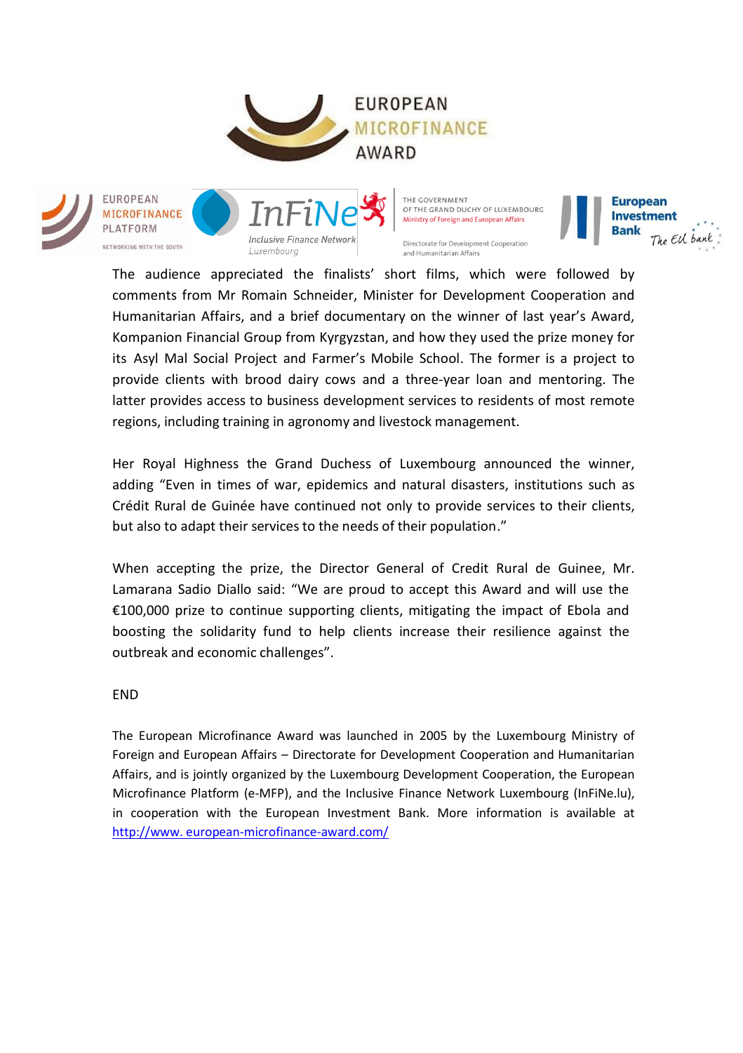The audience appreciated the finalists' short films, which were followed by comments from Mr Romain Schneider, Minister for Development Cooperation and Humanitarian Affairs, and a brief documentary on the winner of last year's Award, Kompanion Financial Group from Kyrgyzstan, and how they used the prize money for its Asyl Mal Social Project and Farmer's Mobile School. The former is a project to provide clients with brood dairy cows and a three-year loan and mentoring. The latter provides access to business development services to residents of most remote regions, including training in agronomy and livestock management.

Her Royal Highness the Grand Duchess of Luxembourg announced the winner, adding "Even in times of war, epidemics and natural disasters, institutions such as Crédit Rural de Guinée have continued not only to provide services to their clients, but also to adapt their services to the needs of their population."

When accepting the prize, the Director General of Credit Rural de Guinee, Mr. Lamarana Sadio Diallo said: "We are proud to accept this Award and will use the €100,000 prize to continue supporting clients, mitigating the impact of Ebola and boosting the solidarity fund to help clients increase their resilience against the outbreak and economic challenges".

END

The European Microfinance Award was launched in 2005 by the Luxembourg Ministry of Foreign and European Affairs – Directorate for Development Cooperation and Humanitarian Affairs, and is jointly organized by the Luxembourg Development Cooperation, the European Microfinance Platform (e-MFP), and the Inclusive Finance Network Luxembourg (InFiNe.lu), in cooperation with the European Investment Bank. More information is available at [http://www. european-microfinance-award.com/](http://www.european-microfinance-award.com/)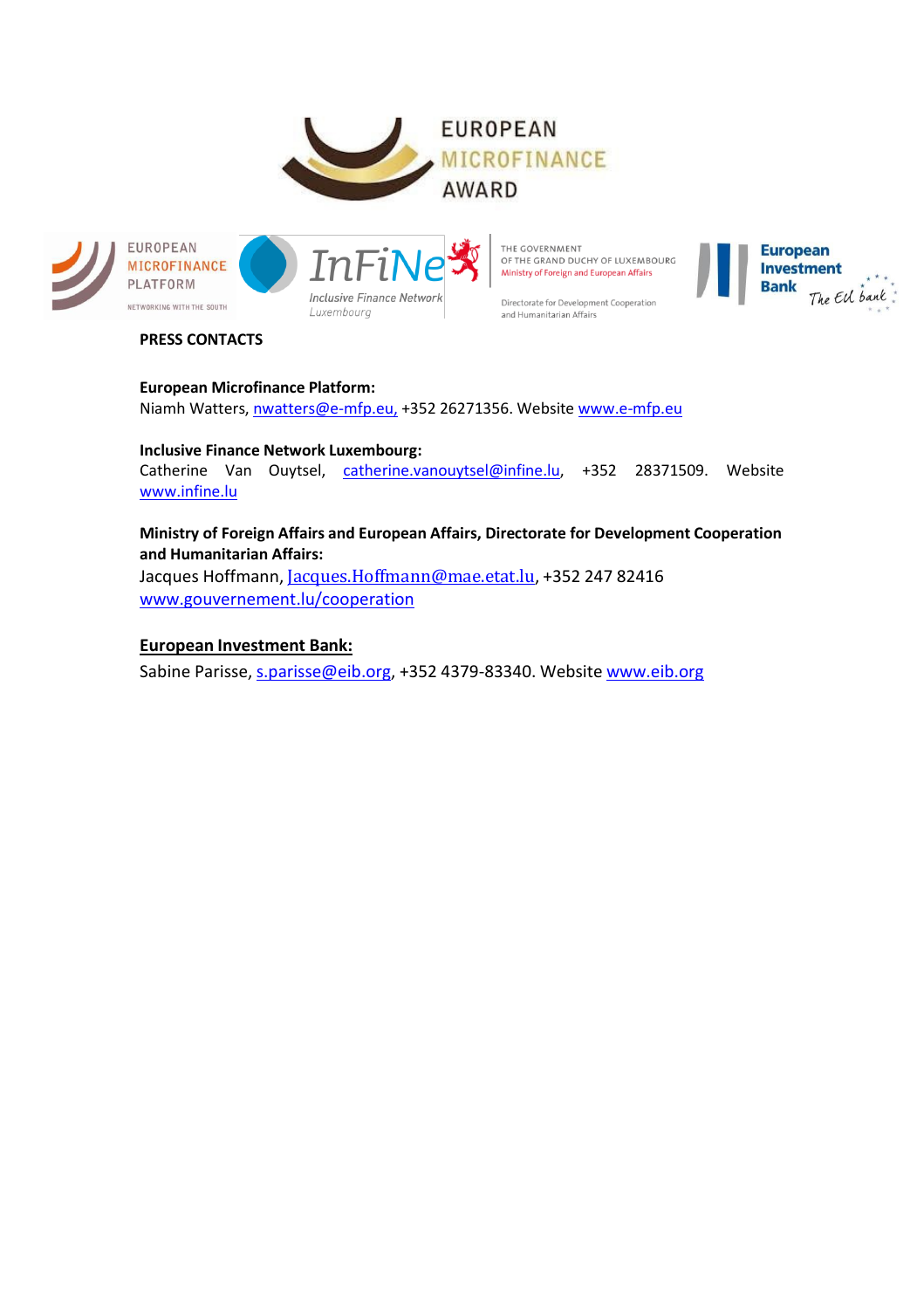**PRESS CONTACTS**

**European Microfinance Platform:**
Niamh Watters, nwatters@e-mfp.eu, +352 26271356. Website www.e-mfp.eu

**Inclusive Finance Network Luxembourg:**
Catherine Van Ouytsel, catherine.vanouytsel@infine.lu, +352 28371509. Website www.infine.lu

**Ministry of Foreign Affairs and European Affairs, Directorate for Development Cooperation and Humanitarian Affairs:**
Jacques Hoffmann, Jacques.Hoffmann@mae.etat.lu, +352 247 82416
www.gouvernement.lu/cooperation

**European Investment Bank:**
Sabine Parisse, s.parisse@eib.org, +352 4379-83340. Website www.eib.org